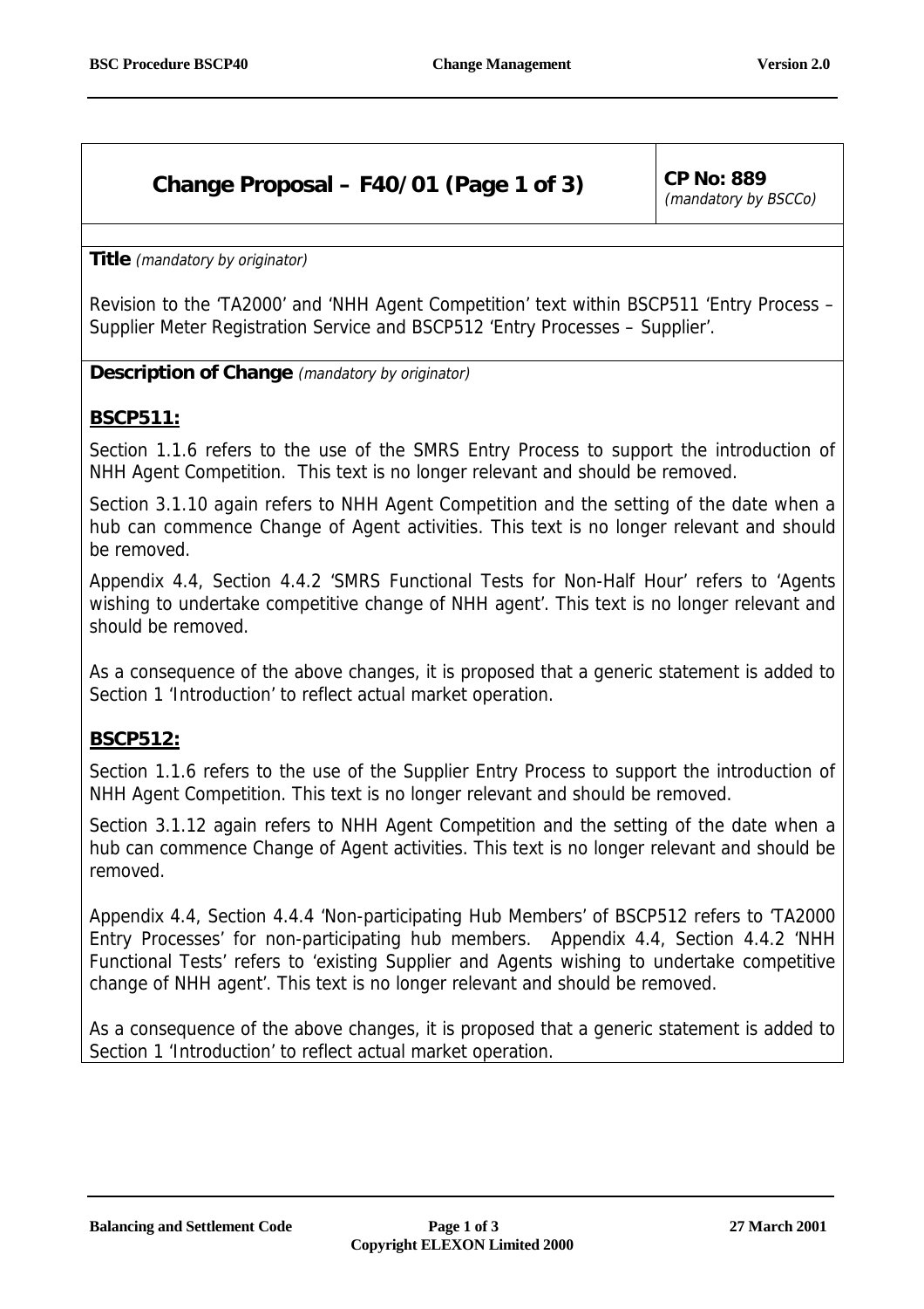## Change Proposal – F40/01 (Page 1 of 3)

**CP No: 889**
*(mandatory by BSCCo)*

**Title** *(mandatory by originator)*

Revision to the 'TA2000' and 'NHH Agent Competition' text within BSCP511 'Entry Process – Supplier Meter Registration Service and BSCP512 'Entry Processes – Supplier'.

**Description of Change** *(mandatory by originator)*

### BSCP511:

Section 1.1.6 refers to the use of the SMRS Entry Process to support the introduction of NHH Agent Competition. This text is no longer relevant and should be removed.

Section 3.1.10 again refers to NHH Agent Competition and the setting of the date when a hub can commence Change of Agent activities. This text is no longer relevant and should be removed.

Appendix 4.4, Section 4.4.2 'SMRS Functional Tests for Non-Half Hour' refers to 'Agents wishing to undertake competitive change of NHH agent'. This text is no longer relevant and should be removed.

As a consequence of the above changes, it is proposed that a generic statement is added to Section 1 'Introduction' to reflect actual market operation.

### BSCP512:

Section 1.1.6 refers to the use of the Supplier Entry Process to support the introduction of NHH Agent Competition. This text is no longer relevant and should be removed.

Section 3.1.12 again refers to NHH Agent Competition and the setting of the date when a hub can commence Change of Agent activities. This text is no longer relevant and should be removed.

Appendix 4.4, Section 4.4.4 'Non-participating Hub Members' of BSCP512 refers to 'TA2000 Entry Processes' for non-participating hub members. Appendix 4.4, Section 4.4.2 'NHH Functional Tests' refers to 'existing Supplier and Agents wishing to undertake competitive change of NHH agent'. This text is no longer relevant and should be removed.

As a consequence of the above changes, it is proposed that a generic statement is added to Section 1 'Introduction' to reflect actual market operation.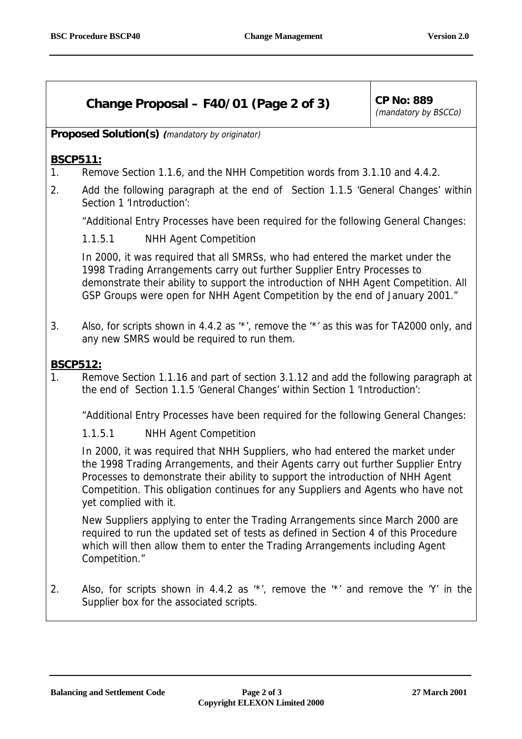## Change Proposal – F40/01 (Page 2 of 3)

**CP No: 889** *(mandatory by BSCCo)*

**Proposed Solution(s)** *(mandatory by originator)*

**BSCP511:**

1. Remove Section 1.1.6, and the NHH Competition words from 3.1.10 and 4.4.2.
2. Add the following paragraph at the end of Section 1.1.5 'General Changes' within Section 1 'Introduction':

   "Additional Entry Processes have been required for the following General Changes:

   1.1.5.1 NHH Agent Competition

   In 2000, it was required that all SMRSs, who had entered the market under the 1998 Trading Arrangements carry out further Supplier Entry Processes to demonstrate their ability to support the introduction of NHH Agent Competition. All GSP Groups were open for NHH Agent Competition by the end of January 2001."

3. Also, for scripts shown in 4.4.2 as '*', remove the '*' as this was for TA2000 only, and any new SMRS would be required to run them.

**BSCP512:**

1. Remove Section 1.1.16 and part of section 3.1.12 and add the following paragraph at the end of Section 1.1.5 'General Changes' within Section 1 'Introduction':

   "Additional Entry Processes have been required for the following General Changes:

   1.1.5.1 NHH Agent Competition

   In 2000, it was required that NHH Suppliers, who had entered the market under the 1998 Trading Arrangements, and their Agents carry out further Supplier Entry Processes to demonstrate their ability to support the introduction of NHH Agent Competition. This obligation continues for any Suppliers and Agents who have not yet complied with it.

   New Suppliers applying to enter the Trading Arrangements since March 2000 are required to run the updated set of tests as defined in Section 4 of this Procedure which will then allow them to enter the Trading Arrangements including Agent Competition."

2. Also, for scripts shown in 4.4.2 as '*', remove the '*' and remove the 'Y' in the Supplier box for the associated scripts.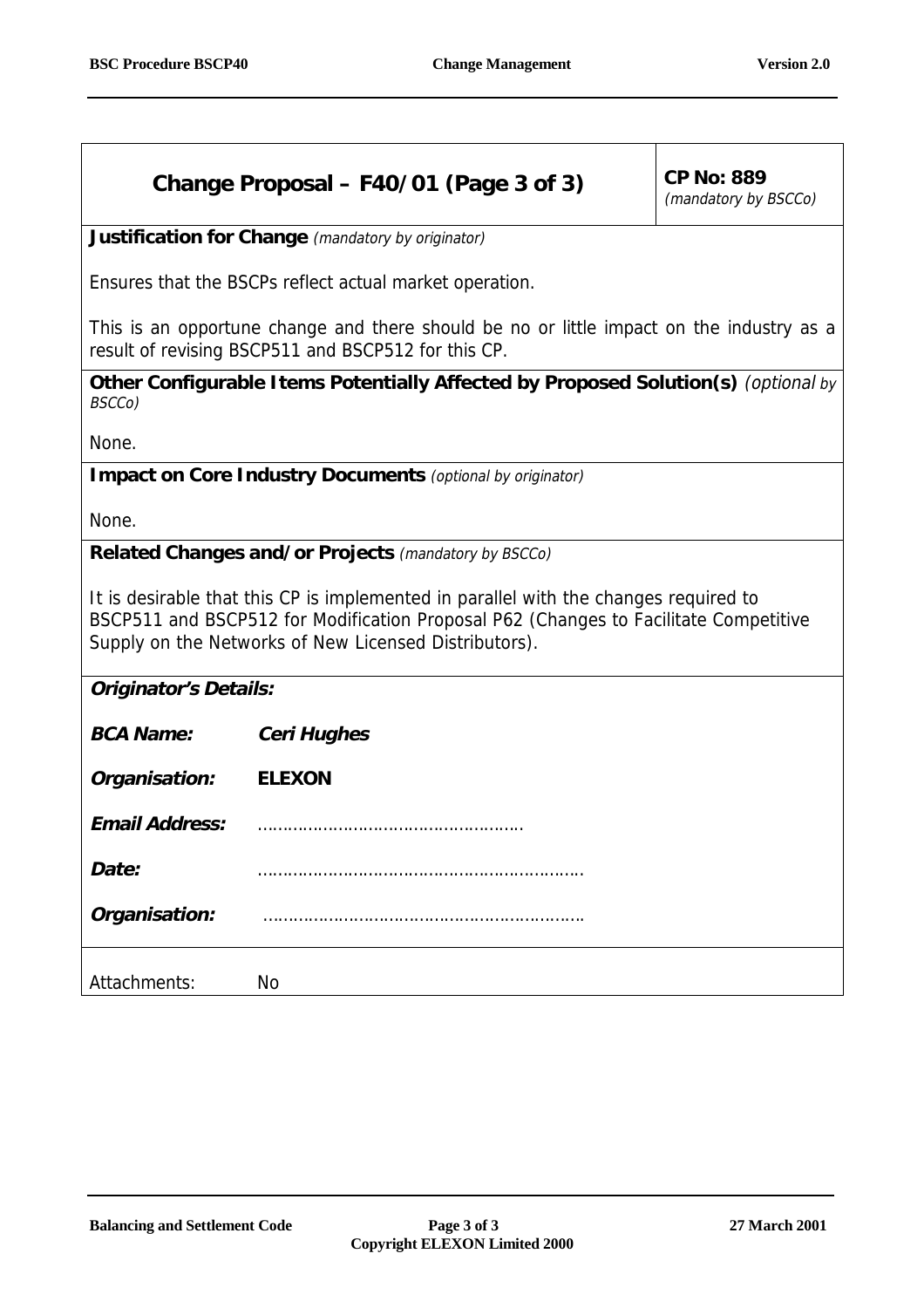## Change Proposal – F40/01 (Page 3 of 3)

**CP No: 889** *(mandatory by BSCCo)*

**Justification for Change** *(mandatory by originator)*

Ensures that the BSCPs reflect actual market operation.

This is an opportune change and there should be no or little impact on the industry as a result of revising BSCP511 and BSCP512 for this CP.

**Other Configurable Items Potentially Affected by Proposed Solution(s)** *(optional by BSCCo)*

None.

**Impact on Core Industry Documents** *(optional by originator)*

None.

**Related Changes and/or Projects** *(mandatory by BSCCo)*

It is desirable that this CP is implemented in parallel with the changes required to BSCP511 and BSCP512 for Modification Proposal P62 (Changes to Facilitate Competitive Supply on the Networks of New Licensed Distributors).

***Originator's Details:***

***BCA Name:*** ***Ceri Hughes***

***Organisation:*** **ELEXON**

***Email Address:*** ……………………………………………

***Date:*** ………………………………………………………

***Organisation:*** ………………………………………………………

Attachments: No